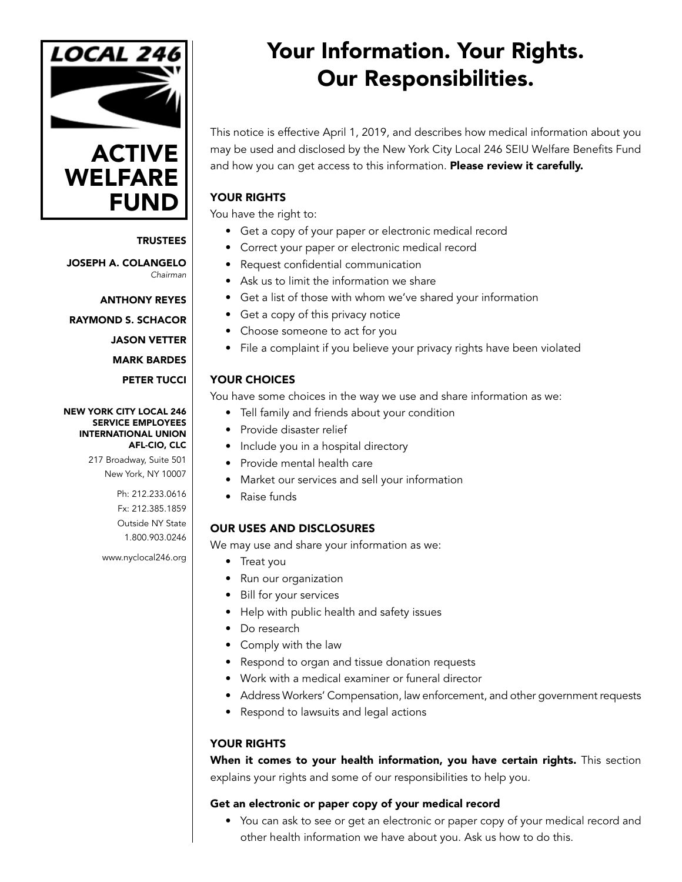LOCAL 246

ACTIVE WELFARE FUND

**TRUSTEES**

**JOSEPH A. COLANGELO**
*Chairman*

**ANTHONY REYES**

**RAYMOND S. SCHACOR**

**JASON VETTER**

**MARK BARDES**

**PETER TUCCI**

**NEW YORK CITY LOCAL 246 SERVICE EMPLOYEES INTERNATIONAL UNION AFL-CIO, CLC**

217 Broadway, Suite 501
New York, NY 10007

Ph: 212.233.0616
Fx: 212.385.1859
Outside NY State
1.800.903.0246

www.nyclocal246.org

# Your Information. Your Rights. Our Responsibilities.

This notice is effective April 1, 2019, and describes how medical information about you may be used and disclosed by the New York City Local 246 SEIU Welfare Benefits Fund and how you can get access to this information. **Please review it carefully.**

### YOUR RIGHTS

You have the right to:

- Get a copy of your paper or electronic medical record
- Correct your paper or electronic medical record
- Request confidential communication
- Ask us to limit the information we share
- Get a list of those with whom we've shared your information
- Get a copy of this privacy notice
- Choose someone to act for you
- File a complaint if you believe your privacy rights have been violated

### YOUR CHOICES

You have some choices in the way we use and share information as we:

- Tell family and friends about your condition
- Provide disaster relief
- Include you in a hospital directory
- Provide mental health care
- Market our services and sell your information
- Raise funds

### OUR USES AND DISCLOSURES

We may use and share your information as we:

- Treat you
- Run our organization
- Bill for your services
- Help with public health and safety issues
- Do research
- Comply with the law
- Respond to organ and tissue donation requests
- Work with a medical examiner or funeral director
- Address Workers' Compensation, law enforcement, and other government requests
- Respond to lawsuits and legal actions

### YOUR RIGHTS

**When it comes to your health information, you have certain rights.** This section explains your rights and some of our responsibilities to help you.

#### Get an electronic or paper copy of your medical record

- You can ask to see or get an electronic or paper copy of your medical record and other health information we have about you. Ask us how to do this.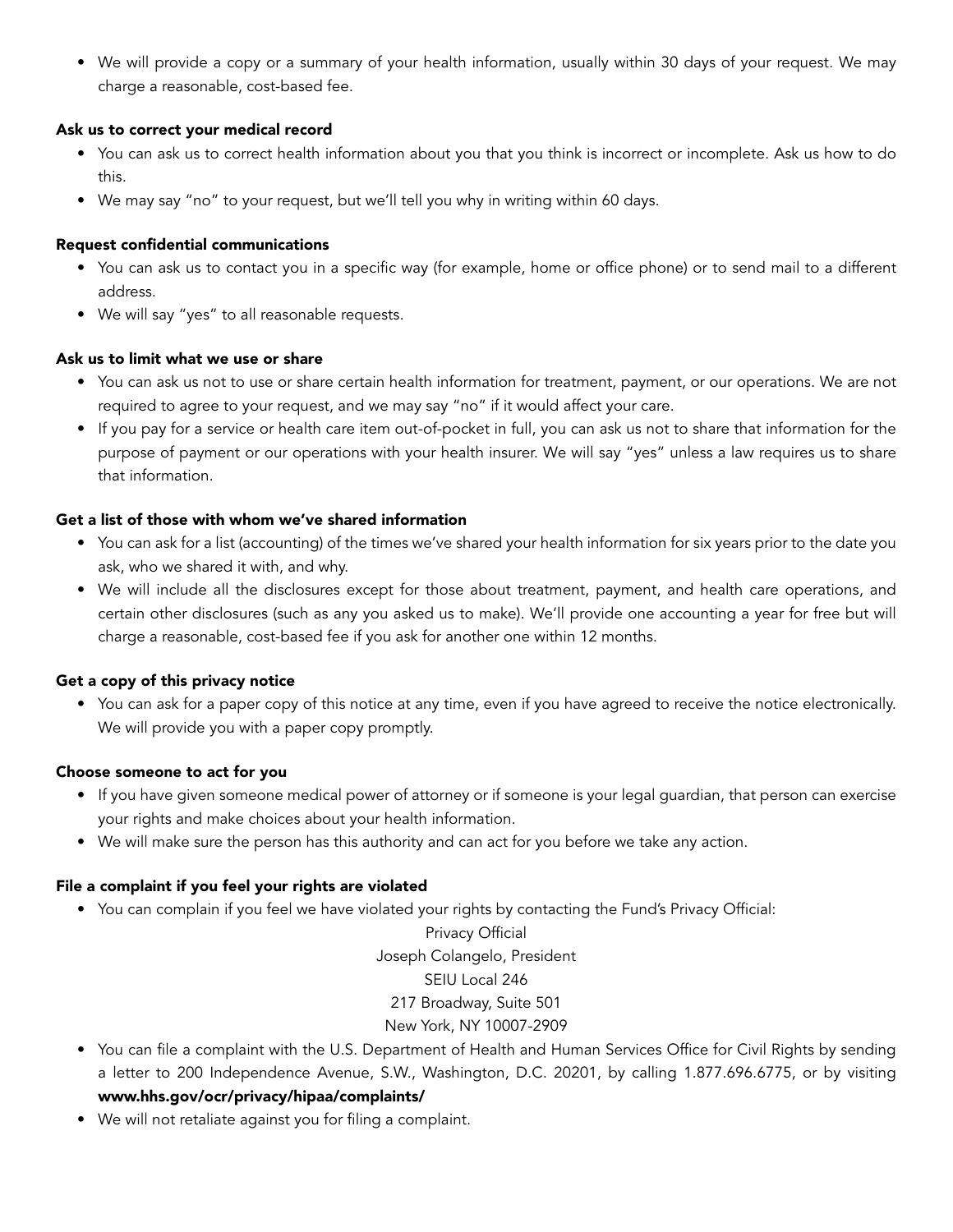- We will provide a copy or a summary of your health information, usually within 30 days of your request. We may charge a reasonable, cost-based fee.

**Ask us to correct your medical record**

- You can ask us to correct health information about you that you think is incorrect or incomplete. Ask us how to do this.
- We may say "no" to your request, but we'll tell you why in writing within 60 days.

**Request confidential communications**

- You can ask us to contact you in a specific way (for example, home or office phone) or to send mail to a different address.
- We will say "yes" to all reasonable requests.

**Ask us to limit what we use or share**

- You can ask us not to use or share certain health information for treatment, payment, or our operations. We are not required to agree to your request, and we may say "no" if it would affect your care.
- If you pay for a service or health care item out-of-pocket in full, you can ask us not to share that information for the purpose of payment or our operations with your health insurer. We will say "yes" unless a law requires us to share that information.

**Get a list of those with whom we've shared information**

- You can ask for a list (accounting) of the times we've shared your health information for six years prior to the date you ask, who we shared it with, and why.
- We will include all the disclosures except for those about treatment, payment, and health care operations, and certain other disclosures (such as any you asked us to make). We'll provide one accounting a year for free but will charge a reasonable, cost-based fee if you ask for another one within 12 months.

**Get a copy of this privacy notice**

- You can ask for a paper copy of this notice at any time, even if you have agreed to receive the notice electronically. We will provide you with a paper copy promptly.

**Choose someone to act for you**

- If you have given someone medical power of attorney or if someone is your legal guardian, that person can exercise your rights and make choices about your health information.
- We will make sure the person has this authority and can act for you before we take any action.

**File a complaint if you feel your rights are violated**

- You can complain if you feel we have violated your rights by contacting the Fund's Privacy Official:

  Privacy Official
  Joseph Colangelo, President
  SEIU Local 246
  217 Broadway, Suite 501
  New York, NY 10007-2909

- You can file a complaint with the U.S. Department of Health and Human Services Office for Civil Rights by sending a letter to 200 Independence Avenue, S.W., Washington, D.C. 20201, by calling 1.877.696.6775, or by visiting **www.hhs.gov/ocr/privacy/hipaa/complaints/**
- We will not retaliate against you for filing a complaint.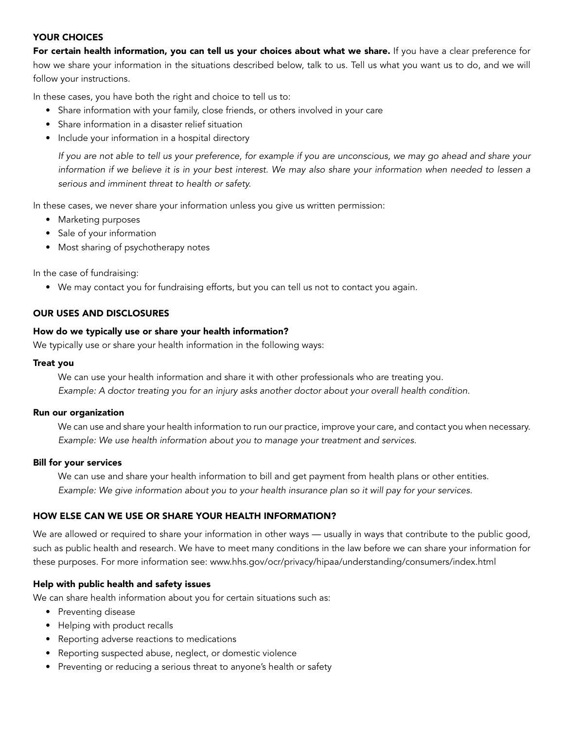## YOUR CHOICES

**For certain health information, you can tell us your choices about what we share.** If you have a clear preference for how we share your information in the situations described below, talk to us. Tell us what you want us to do, and we will follow your instructions.

In these cases, you have both the right and choice to tell us to:

- Share information with your family, close friends, or others involved in your care
- Share information in a disaster relief situation
- Include your information in a hospital directory

*If you are not able to tell us your preference, for example if you are unconscious, we may go ahead and share your information if we believe it is in your best interest. We may also share your information when needed to lessen a serious and imminent threat to health or safety.*

In these cases, we never share your information unless you give us written permission:

- Marketing purposes
- Sale of your information
- Most sharing of psychotherapy notes

In the case of fundraising:

- We may contact you for fundraising efforts, but you can tell us not to contact you again.

## OUR USES AND DISCLOSURES

### How do we typically use or share your health information?

We typically use or share your health information in the following ways:

#### Treat you

We can use your health information and share it with other professionals who are treating you.
*Example: A doctor treating you for an injury asks another doctor about your overall health condition.*

#### Run our organization

We can use and share your health information to run our practice, improve your care, and contact you when necessary.
*Example: We use health information about you to manage your treatment and services.*

#### Bill for your services

We can use and share your health information to bill and get payment from health plans or other entities.
*Example: We give information about you to your health insurance plan so it will pay for your services.*

## HOW ELSE CAN WE USE OR SHARE YOUR HEALTH INFORMATION?

We are allowed or required to share your information in other ways — usually in ways that contribute to the public good, such as public health and research. We have to meet many conditions in the law before we can share your information for these purposes. For more information see: www.hhs.gov/ocr/privacy/hipaa/understanding/consumers/index.html

### Help with public health and safety issues

We can share health information about you for certain situations such as:

- Preventing disease
- Helping with product recalls
- Reporting adverse reactions to medications
- Reporting suspected abuse, neglect, or domestic violence
- Preventing or reducing a serious threat to anyone's health or safety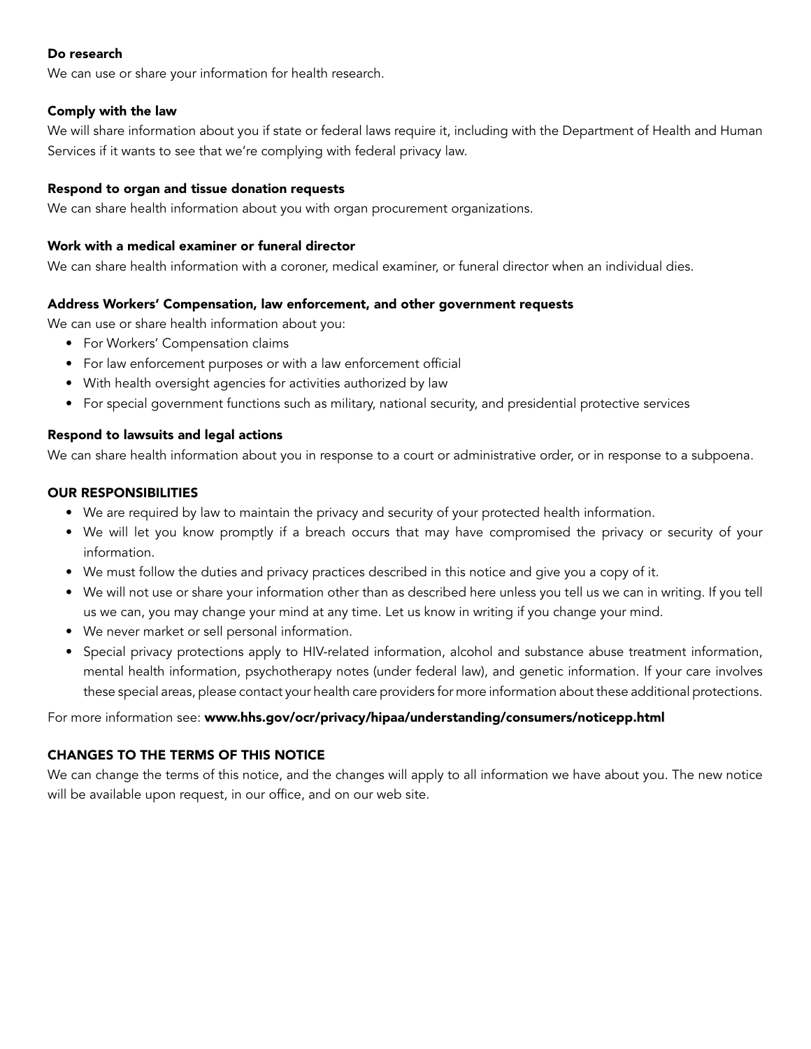**Do research**

We can use or share your information for health research.

**Comply with the law**

We will share information about you if state or federal laws require it, including with the Department of Health and Human Services if it wants to see that we're complying with federal privacy law.

**Respond to organ and tissue donation requests**

We can share health information about you with organ procurement organizations.

**Work with a medical examiner or funeral director**

We can share health information with a coroner, medical examiner, or funeral director when an individual dies.

**Address Workers' Compensation, law enforcement, and other government requests**

We can use or share health information about you:

- For Workers' Compensation claims
- For law enforcement purposes or with a law enforcement official
- With health oversight agencies for activities authorized by law
- For special government functions such as military, national security, and presidential protective services

**Respond to lawsuits and legal actions**

We can share health information about you in response to a court or administrative order, or in response to a subpoena.

## OUR RESPONSIBILITIES

- We are required by law to maintain the privacy and security of your protected health information.
- We will let you know promptly if a breach occurs that may have compromised the privacy or security of your information.
- We must follow the duties and privacy practices described in this notice and give you a copy of it.
- We will not use or share your information other than as described here unless you tell us we can in writing. If you tell us we can, you may change your mind at any time. Let us know in writing if you change your mind.
- We never market or sell personal information.
- Special privacy protections apply to HIV-related information, alcohol and substance abuse treatment information, mental health information, psychotherapy notes (under federal law), and genetic information. If your care involves these special areas, please contact your health care providers for more information about these additional protections.

For more information see: **www.hhs.gov/ocr/privacy/hipaa/understanding/consumers/noticepp.html**

## CHANGES TO THE TERMS OF THIS NOTICE

We can change the terms of this notice, and the changes will apply to all information we have about you. The new notice will be available upon request, in our office, and on our web site.